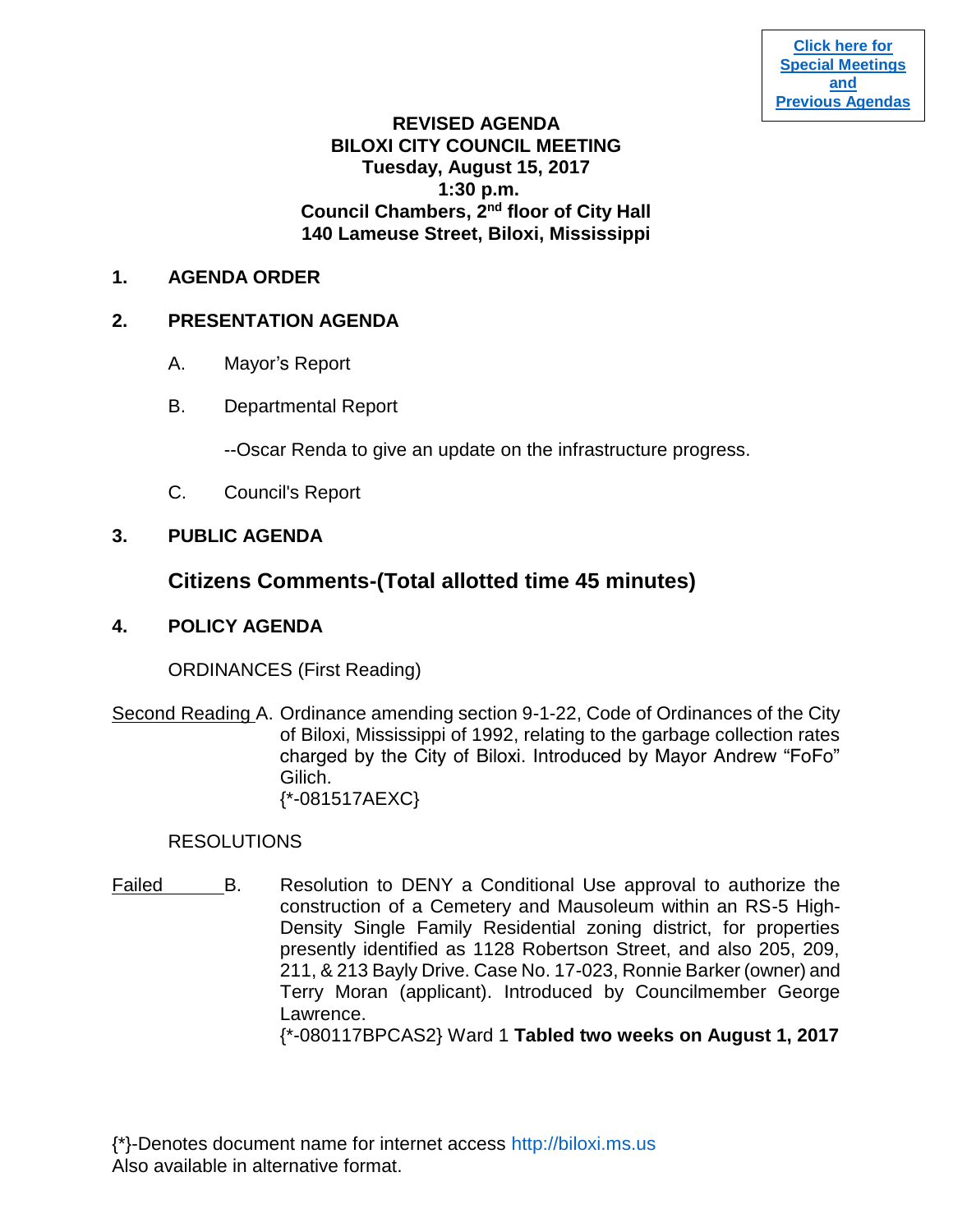[Click here for Special Meetings and Previous Agendas]

**REVISED AGENDA**
**BILOXI CITY COUNCIL MEETING**
**Tuesday, August 15, 2017**
**1:30 p.m.**
**Council Chambers, 2nd floor of City Hall**
**140 Lameuse Street, Biloxi, Mississippi**

## 1. AGENDA ORDER

## 2. PRESENTATION AGENDA

A. Mayor's Report

B. Departmental Report

--Oscar Renda to give an update on the infrastructure progress.

C. Council's Report

## 3. PUBLIC AGENDA

### Citizens Comments-(Total allotted time 45 minutes)

## 4. POLICY AGENDA

ORDINANCES (First Reading)

Second Reading A. Ordinance amending section 9-1-22, Code of Ordinances of the City of Biloxi, Mississippi of 1992, relating to the garbage collection rates charged by the City of Biloxi. Introduced by Mayor Andrew "FoFo" Gilich.
{*-081517AEXC}

RESOLUTIONS

Failed B. Resolution to DENY a Conditional Use approval to authorize the construction of a Cemetery and Mausoleum within an RS-5 High-Density Single Family Residential zoning district, for properties presently identified as 1128 Robertson Street, and also 205, 209, 211, & 213 Bayly Drive. Case No. 17-023, Ronnie Barker (owner) and Terry Moran (applicant). Introduced by Councilmember George Lawrence.
{*-080117BPCAS2} Ward 1 **Tabled two weeks on August 1, 2017**

{*}-Denotes document name for internet access http://biloxi.ms.us
Also available in alternative format.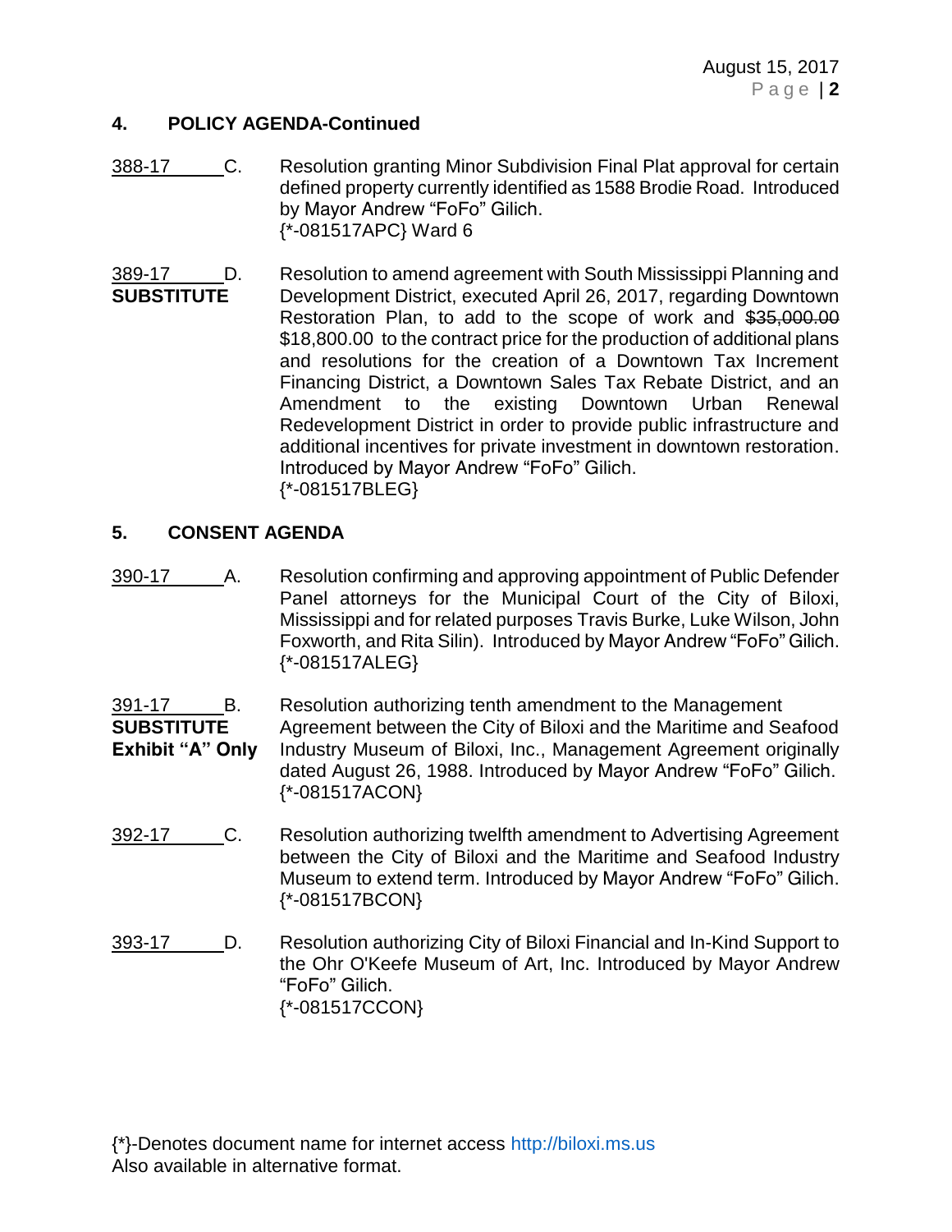## 4. POLICY AGENDA-Continued

388-17 C. Resolution granting Minor Subdivision Final Plat approval for certain defined property currently identified as 1588 Brodie Road. Introduced by Mayor Andrew "FoFo" Gilich.
{*-081517APC} Ward 6

389-17 D.
**SUBSTITUTE**
Resolution to amend agreement with South Mississippi Planning and Development District, executed April 26, 2017, regarding Downtown Restoration Plan, to add to the scope of work and ~~$35,000.00~~ $18,800.00 to the contract price for the production of additional plans and resolutions for the creation of a Downtown Tax Increment Financing District, a Downtown Sales Tax Rebate District, and an Amendment to the existing Downtown Urban Renewal Redevelopment District in order to provide public infrastructure and additional incentives for private investment in downtown restoration. Introduced by Mayor Andrew "FoFo" Gilich.
{*-081517BLEG}

## 5. CONSENT AGENDA

390-17 A. Resolution confirming and approving appointment of Public Defender Panel attorneys for the Municipal Court of the City of Biloxi, Mississippi and for related purposes Travis Burke, Luke Wilson, John Foxworth, and Rita Silin). Introduced by Mayor Andrew "FoFo" Gilich.
{*-081517ALEG}

391-17 B.
**SUBSTITUTE**
**Exhibit "A" Only**
Resolution authorizing tenth amendment to the Management Agreement between the City of Biloxi and the Maritime and Seafood Industry Museum of Biloxi, Inc., Management Agreement originally dated August 26, 1988. Introduced by Mayor Andrew "FoFo" Gilich.
{*-081517ACON}

392-17 C. Resolution authorizing twelfth amendment to Advertising Agreement between the City of Biloxi and the Maritime and Seafood Industry Museum to extend term. Introduced by Mayor Andrew "FoFo" Gilich.
{*-081517BCON}

393-17 D. Resolution authorizing City of Biloxi Financial and In-Kind Support to the Ohr O'Keefe Museum of Art, Inc. Introduced by Mayor Andrew "FoFo" Gilich.
{*-081517CCON}

{*}-Denotes document name for internet access http://biloxi.ms.us
Also available in alternative format.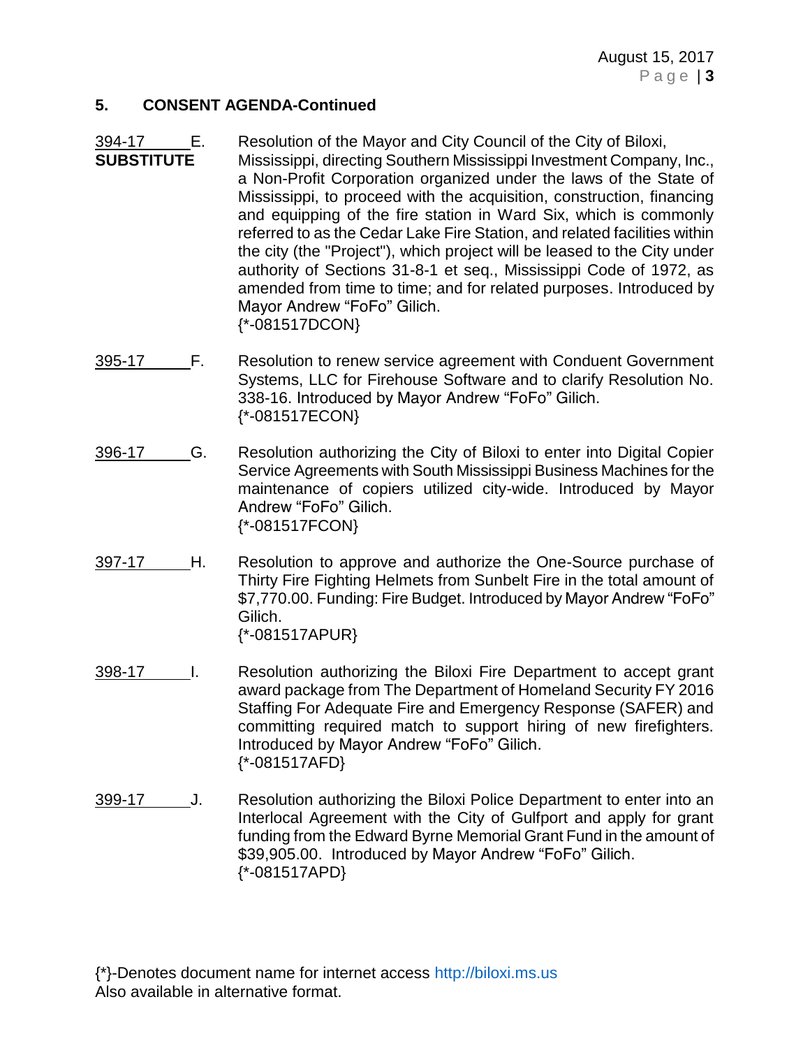## 5. CONSENT AGENDA-Continued

394-17 E. **SUBSTITUTE**

Resolution of the Mayor and City Council of the City of Biloxi, Mississippi, directing Southern Mississippi Investment Company, Inc., a Non-Profit Corporation organized under the laws of the State of Mississippi, to proceed with the acquisition, construction, financing and equipping of the fire station in Ward Six, which is commonly referred to as the Cedar Lake Fire Station, and related facilities within the city (the "Project"), which project will be leased to the City under authority of Sections 31-8-1 et seq., Mississippi Code of 1972, as amended from time to time; and for related purposes. Introduced by Mayor Andrew "FoFo" Gilich.
{*-081517DCON}

395-17 F.

Resolution to renew service agreement with Conduent Government Systems, LLC for Firehouse Software and to clarify Resolution No. 338-16. Introduced by Mayor Andrew "FoFo" Gilich.
{*-081517ECON}

396-17 G.

Resolution authorizing the City of Biloxi to enter into Digital Copier Service Agreements with South Mississippi Business Machines for the maintenance of copiers utilized city-wide. Introduced by Mayor Andrew "FoFo" Gilich.
{*-081517FCON}

397-17 H.

Resolution to approve and authorize the One-Source purchase of Thirty Fire Fighting Helmets from Sunbelt Fire in the total amount of $7,770.00. Funding: Fire Budget. Introduced by Mayor Andrew "FoFo" Gilich.
{*-081517APUR}

398-17 I.

Resolution authorizing the Biloxi Fire Department to accept grant award package from The Department of Homeland Security FY 2016 Staffing For Adequate Fire and Emergency Response (SAFER) and committing required match to support hiring of new firefighters. Introduced by Mayor Andrew "FoFo" Gilich.
{*-081517AFD}

399-17 J.

Resolution authorizing the Biloxi Police Department to enter into an Interlocal Agreement with the City of Gulfport and apply for grant funding from the Edward Byrne Memorial Grant Fund in the amount of $39,905.00. Introduced by Mayor Andrew "FoFo" Gilich.
{*-081517APD}

{*}-Denotes document name for internet access http://biloxi.ms.us
Also available in alternative format.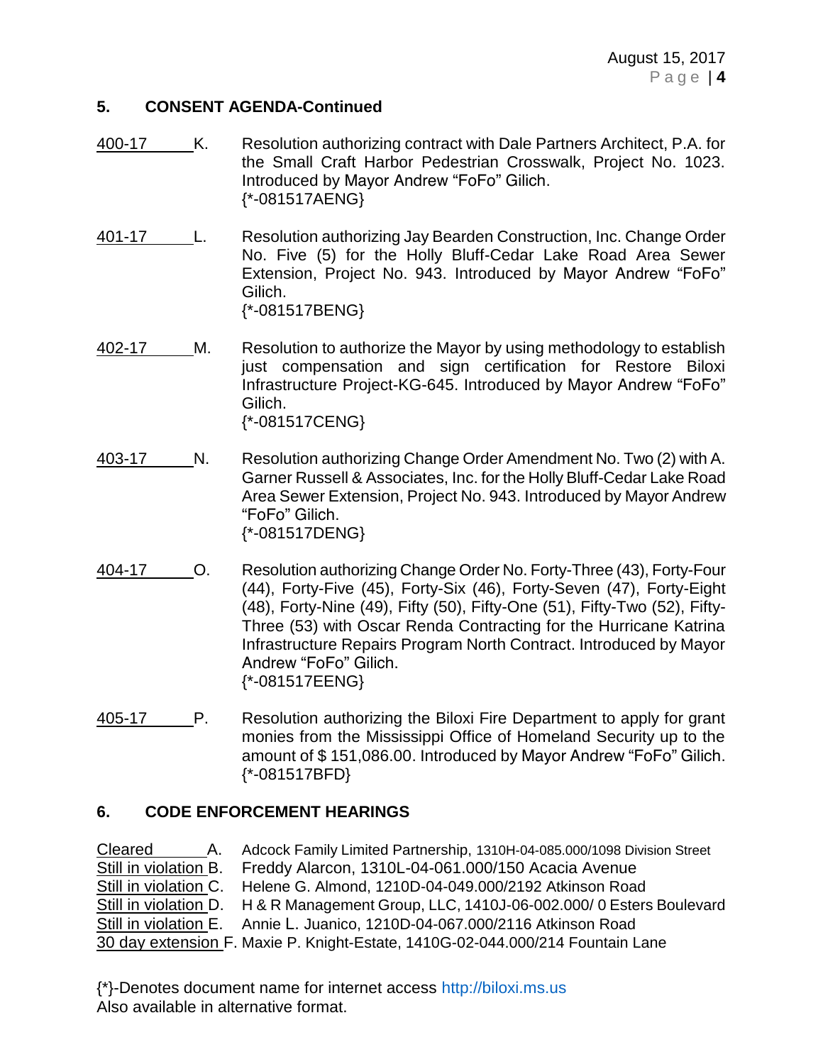## 5. CONSENT AGENDA-Continued

400-17 K. Resolution authorizing contract with Dale Partners Architect, P.A. for the Small Craft Harbor Pedestrian Crosswalk, Project No. 1023. Introduced by Mayor Andrew "FoFo" Gilich.
{*-081517AENG}

401-17 L. Resolution authorizing Jay Bearden Construction, Inc. Change Order No. Five (5) for the Holly Bluff-Cedar Lake Road Area Sewer Extension, Project No. 943. Introduced by Mayor Andrew "FoFo" Gilich.
{*-081517BENG}

402-17 M. Resolution to authorize the Mayor by using methodology to establish just compensation and sign certification for Restore Biloxi Infrastructure Project-KG-645. Introduced by Mayor Andrew "FoFo" Gilich.
{*-081517CENG}

403-17 N. Resolution authorizing Change Order Amendment No. Two (2) with A. Garner Russell & Associates, Inc. for the Holly Bluff-Cedar Lake Road Area Sewer Extension, Project No. 943. Introduced by Mayor Andrew "FoFo" Gilich.
{*-081517DENG}

404-17 O. Resolution authorizing Change Order No. Forty-Three (43), Forty-Four (44), Forty-Five (45), Forty-Six (46), Forty-Seven (47), Forty-Eight (48), Forty-Nine (49), Fifty (50), Fifty-One (51), Fifty-Two (52), Fifty-Three (53) with Oscar Renda Contracting for the Hurricane Katrina Infrastructure Repairs Program North Contract. Introduced by Mayor Andrew "FoFo" Gilich.
{*-081517EENG}

405-17 P. Resolution authorizing the Biloxi Fire Department to apply for grant monies from the Mississippi Office of Homeland Security up to the amount of $ 151,086.00. Introduced by Mayor Andrew "FoFo" Gilich.
{*-081517BFD}

## 6. CODE ENFORCEMENT HEARINGS

Cleared A. Adcock Family Limited Partnership, 1310H-04-085.000/1098 Division Street
Still in violation B. Freddy Alarcon, 1310L-04-061.000/150 Acacia Avenue
Still in violation C. Helene G. Almond, 1210D-04-049.000/2192 Atkinson Road
Still in violation D. H & R Management Group, LLC, 1410J-06-002.000/ 0 Esters Boulevard
Still in violation E. Annie L. Juanico, 1210D-04-067.000/2116 Atkinson Road
30 day extension F. Maxie P. Knight-Estate, 1410G-02-044.000/214 Fountain Lane

{*}-Denotes document name for internet access http://biloxi.ms.us
Also available in alternative format.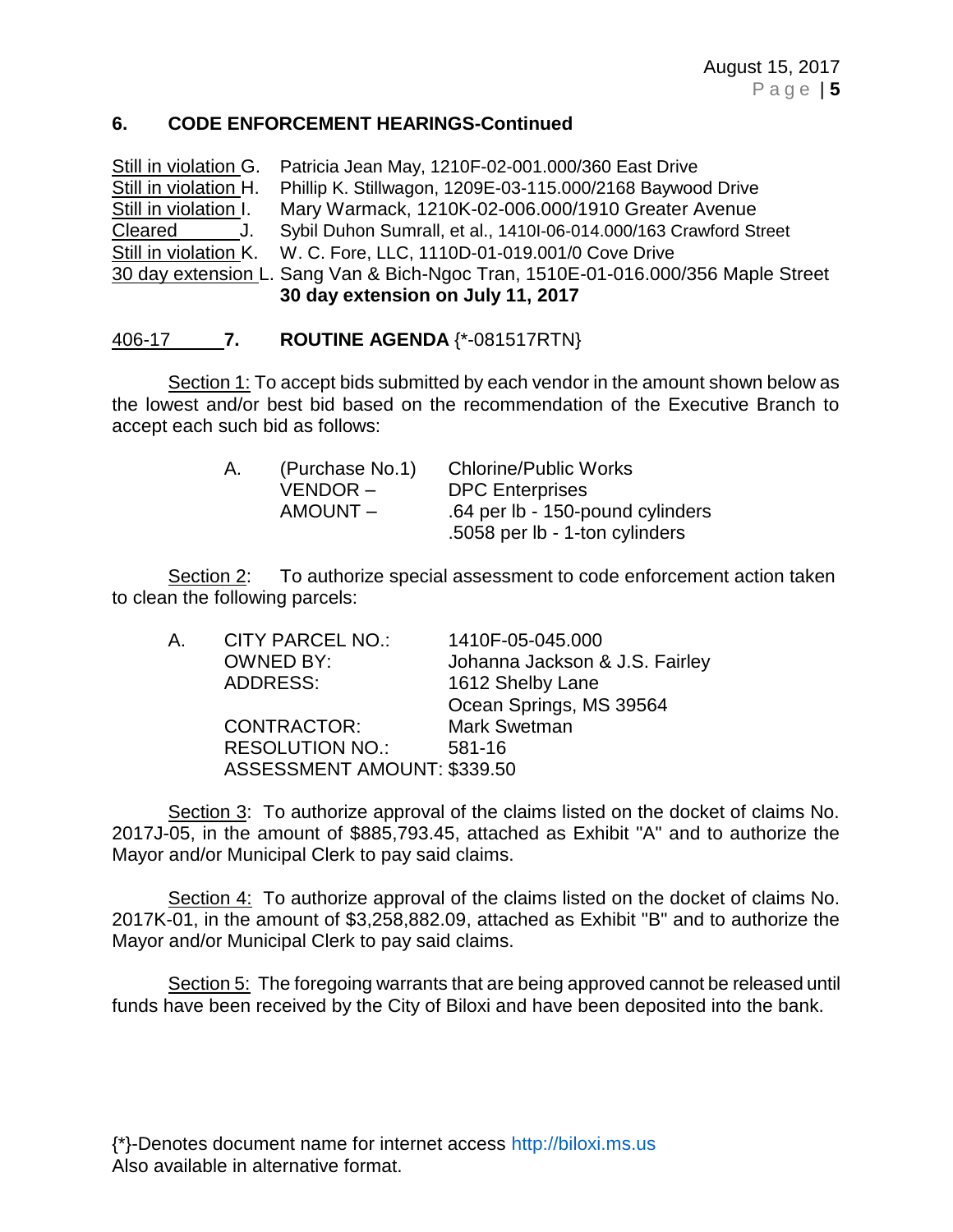## 6. CODE ENFORCEMENT HEARINGS-Continued

| | | |
|---|---|---|
| Still in violation | G. | Patricia Jean May, 1210F-02-001.000/360 East Drive |
| Still in violation | H. | Phillip K. Stillwagon, 1209E-03-115.000/2168 Baywood Drive |
| Still in violation | I. | Mary Warmack, 1210K-02-006.000/1910 Greater Avenue |
| Cleared | J. | Sybil Duhon Sumrall, et al., 1410I-06-014.000/163 Crawford Street |
| Still in violation | K. | W. C. Fore, LLC, 1110D-01-019.001/0 Cove Drive |
| 30 day extension | L. | Sang Van & Bich-Ngoc Tran, 1510E-01-016.000/356 Maple Street **30 day extension on July 11, 2017** |

406-17 **7. ROUTINE AGENDA** {*-081517RTN}

Section 1: To accept bids submitted by each vendor in the amount shown below as the lowest and/or best bid based on the recommendation of the Executive Branch to accept each such bid as follows:

A. (Purchase No.1) Chlorine/Public Works
VENDOR – DPC Enterprises
AMOUNT – .64 per lb - 150-pound cylinders
.5058 per lb - 1-ton cylinders

Section 2: To authorize special assessment to code enforcement action taken to clean the following parcels:

A. CITY PARCEL NO.: 1410F-05-045.000
OWNED BY: Johanna Jackson & J.S. Fairley
ADDRESS: 1612 Shelby Lane
Ocean Springs, MS 39564
CONTRACTOR: Mark Swetman
RESOLUTION NO.: 581-16
ASSESSMENT AMOUNT: $339.50

Section 3: To authorize approval of the claims listed on the docket of claims No. 2017J-05, in the amount of $885,793.45, attached as Exhibit "A" and to authorize the Mayor and/or Municipal Clerk to pay said claims.

Section 4: To authorize approval of the claims listed on the docket of claims No. 2017K-01, in the amount of $3,258,882.09, attached as Exhibit "B" and to authorize the Mayor and/or Municipal Clerk to pay said claims.

Section 5: The foregoing warrants that are being approved cannot be released until funds have been received by the City of Biloxi and have been deposited into the bank.

{*}-Denotes document name for internet access http://biloxi.ms.us
Also available in alternative format.